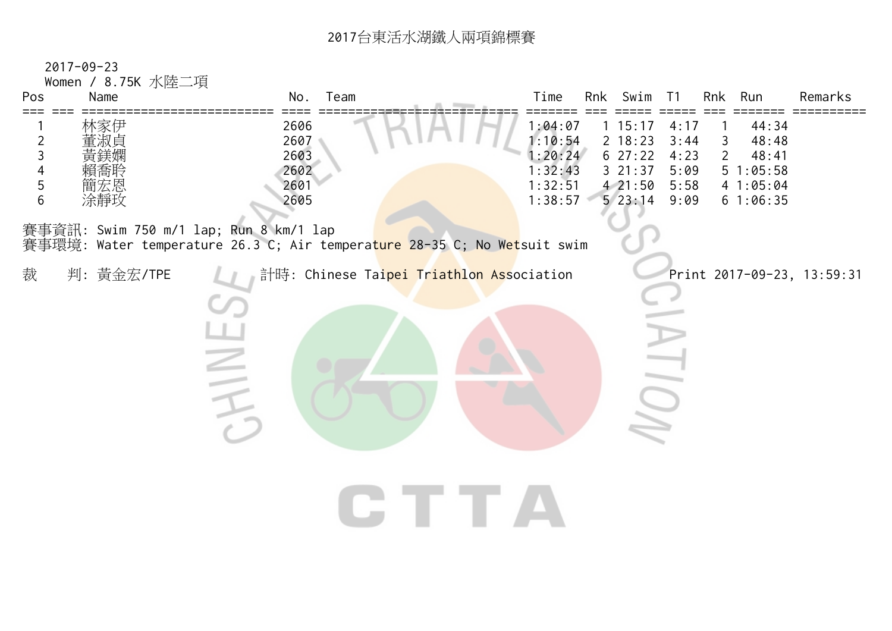# 2017台東活水湖鐵人兩項錦標賽

2017-09-23

Women / 8.75K 水陸二項

| Pos | | Name | No. | Team | Time | Rnk | Swim | T1 | Rnk | Run | Remarks |
|---|---|---|---|---|---|---|---|---|---|---|---|
| 1 | | 林家伊 | 2606 | | 1:04:07 | 1 | 15:17 | 4:17 | 1 | 44:34 | |
| 2 | | 董淑貞 | 2607 | | 1:10:54 | 2 | 18:23 | 3:44 | 3 | 48:48 | |
| 3 | | 黃鎂嫻 | 2603 | | 1:20:24 | 6 | 27:22 | 4:23 | 2 | 48:41 | |
| 4 | | 賴喬聆 | 2602 | | 1:32:43 | 3 | 21:37 | 5:09 | 5 | 1:05:58 | |
| 5 | | 簡宏恩 | 2601 | | 1:32:51 | 4 | 21:50 | 5:58 | 4 | 1:05:04 | |
| 6 | | 涂靜玫 | 2605 | | 1:38:57 | 5 | 23:14 | 9:09 | 6 | 1:06:35 | |

賽事資訊: Swim 750 m/1 lap; Run 8 km/1 lap

賽事環境: Water temperature 26.3 C; Air temperature 28-35 C; No Wetsuit swim

裁　　判: 黃金宏/TPE　　計時: Chinese Taipei Triathlon Association　　Print 2017-09-23, 13:59:31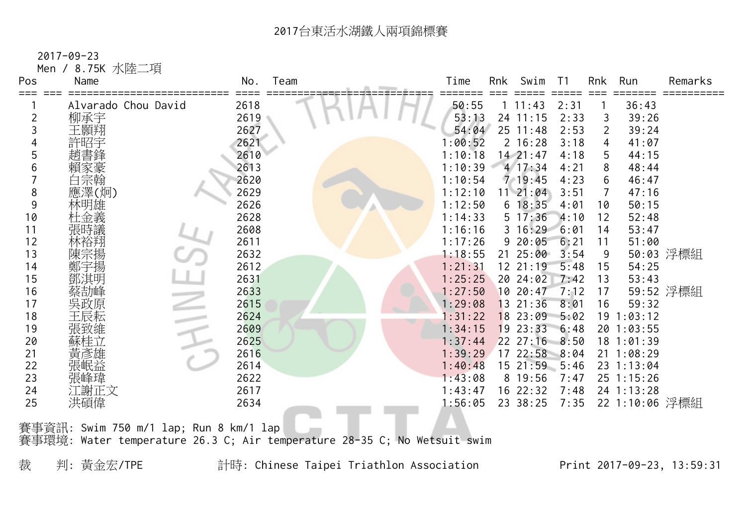# 2017台東活水湖鐵人兩項錦標賽

2017-09-23

Men / 8.75K 水陸二項

| Pos | Name | No. | Team | Time | Rnk | Swim | T1 | Rnk | Run | Remarks |
|---|---|---|---|---|---|---|---|---|---|---|
| 1 | Alvarado Chou David | 2618 | | 50:55 | 1 | 11:43 | 2:31 | 1 | 36:43 | |
| 2 | 柳承宇 | 2619 | | 53:13 | 24 | 11:15 | 2:33 | 3 | 39:26 | |
| 3 | 王顥翔 | 2627 | | 54:04 | 25 | 11:48 | 2:53 | 2 | 39:24 | |
| 4 | 許昭宇 | 2621 | | 1:00:52 | 2 | 16:28 | 3:18 | 4 | 41:07 | |
| 5 | 趙書鋒 | 2610 | | 1:10:18 | 14 | 21:47 | 4:18 | 5 | 44:15 | |
| 6 | 賴家豪 | 2613 | | 1:10:39 | 4 | 17:34 | 4:21 | 8 | 48:44 | |
| 7 | 白宗翰 | 2620 | | 1:10:54 | 7 | 19:45 | 4:23 | 6 | 46:47 | |
| 8 | 應澤(炯) | 2629 | | 1:12:10 | 11 | 21:04 | 3:51 | 7 | 47:16 | |
| 9 | 林明雄 | 2626 | | 1:12:50 | 6 | 18:35 | 4:01 | 10 | 50:15 | |
| 10 | 杜金義 | 2628 | | 1:14:33 | 5 | 17:36 | 4:10 | 12 | 52:48 | |
| 11 | 張時議 | 2608 | | 1:16:16 | 3 | 16:29 | 6:01 | 14 | 53:47 | |
| 12 | 林裕翔 | 2611 | | 1:17:26 | 9 | 20:05 | 6:21 | 11 | 51:00 | |
| 13 | 陳宗揚 | 2632 | | 1:18:55 | 21 | 25:00 | 3:54 | 9 | 50:03 | 浮標組 |
| 14 | 鄭宇揚 | 2612 | | 1:21:31 | 12 | 21:19 | 5:48 | 15 | 54:25 | |
| 15 | 鄧淇明 | 2631 | | 1:25:25 | 20 | 24:02 | 7:42 | 13 | 53:43 | |
| 16 | 蔡劼峰 | 2633 | | 1:27:50 | 10 | 20:47 | 7:12 | 17 | 59:52 | 浮標組 |
| 17 | 吳政原 | 2615 | | 1:29:08 | 13 | 21:36 | 8:01 | 16 | 59:32 | |
| 18 | 王辰耘 | 2624 | | 1:31:22 | 18 | 23:09 | 5:02 | 19 | 1:03:12 | |
| 19 | 張致維 | 2609 | | 1:34:15 | 19 | 23:33 | 6:48 | 20 | 1:03:55 | |
| 20 | 蘇桂立 | 2625 | | 1:37:44 | 22 | 27:16 | 8:50 | 18 | 1:01:39 | |
| 21 | 黃彥雄 | 2616 | | 1:39:29 | 17 | 22:58 | 8:04 | 21 | 1:08:29 | |
| 22 | 張岷益 | 2614 | | 1:40:48 | 15 | 21:59 | 5:46 | 23 | 1:13:04 | |
| 23 | 張峰瑋 | 2622 | | 1:43:08 | 8 | 19:56 | 7:47 | 25 | 1:15:26 | |
| 24 | 江謝正文 | 2617 | | 1:43:47 | 16 | 22:32 | 7:48 | 24 | 1:13:28 | |
| 25 | 洪碩偉 | 2634 | | 1:56:05 | 23 | 38:25 | 7:35 | 22 | 1:10:06 | 浮標組 |

賽事資訊: Swim 750 m/1 lap; Run 8 km/1 lap

賽事環境: Water temperature 26.3 C; Air temperature 28-35 C; No Wetsuit swim

裁　判: 黃金宏/TPE　　　計時: Chinese Taipei Triathlon Association　　　Print 2017-09-23, 13:59:31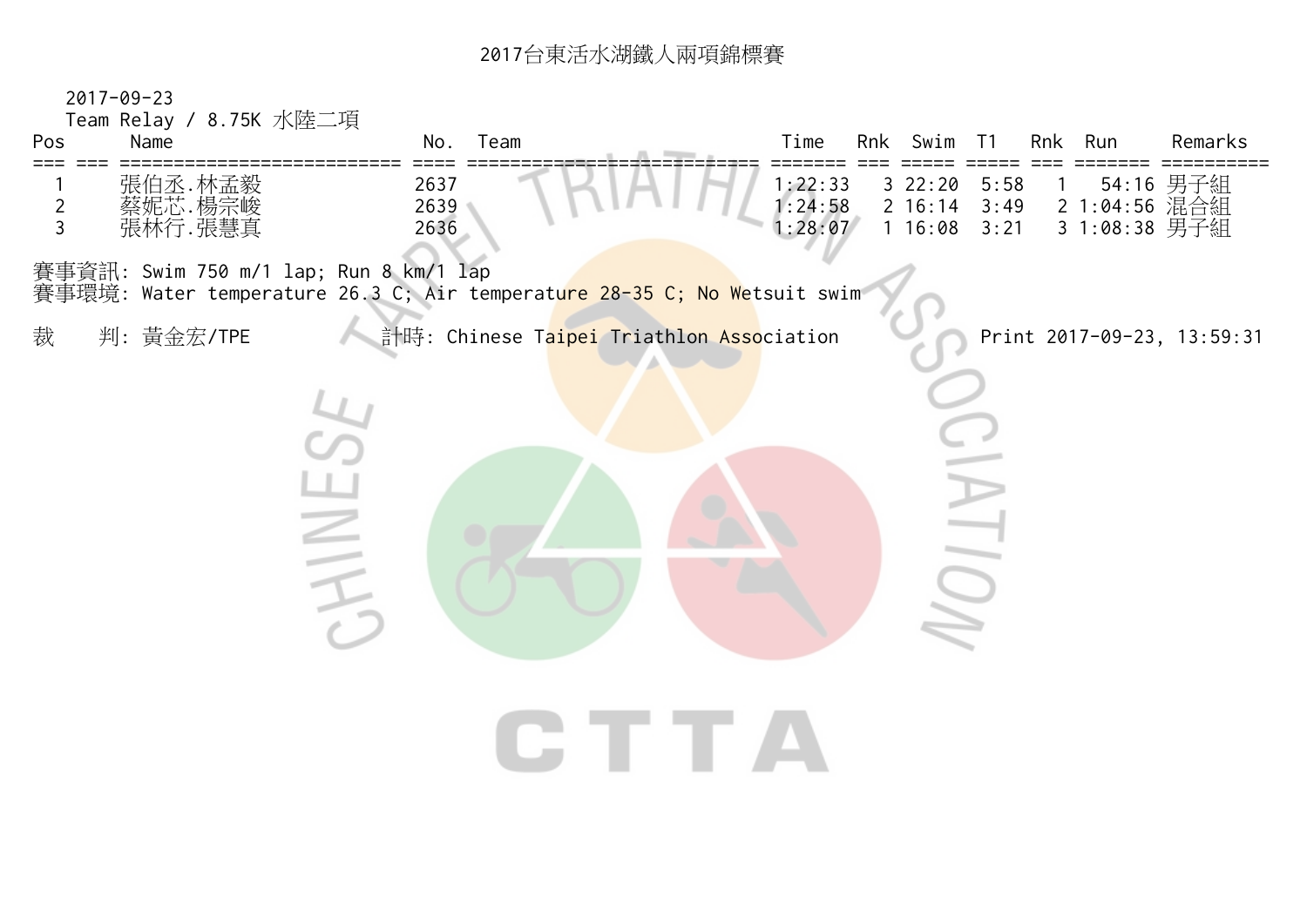# 2017台東活水湖鐵人兩項錦標賽

2017-09-23

Team Relay / 8.75K 水陸二項

| Pos | | Name | No. | Team | Time | Rnk | Swim | T1 | Rnk | Run | Remarks |
|---|---|---|---|---|---|---|---|---|---|---|---|
| 1 | | 張伯丞.林孟毅 | 2637 | | 1:22:33 | 3 | 22:20 | 5:58 | 1 | 54:16 | 男子組 |
| 2 | | 蔡妮芯.楊宗峻 | 2639 | | 1:24:58 | 2 | 16:14 | 3:49 | 2 | 1:04:56 | 混合組 |
| 3 | | 張林行.張慧真 | 2636 | | 1:28:07 | 1 | 16:08 | 3:21 | 3 | 1:08:38 | 男子組 |

賽事資訊: Swim 750 m/1 lap; Run 8 km/1 lap

賽事環境: Water temperature 26.3 C; Air temperature 28-35 C; No Wetsuit swim

裁　　判: 黃金宏/TPE　　計時: Chinese Taipei Triathlon Association　　Print 2017-09-23, 13:59:31